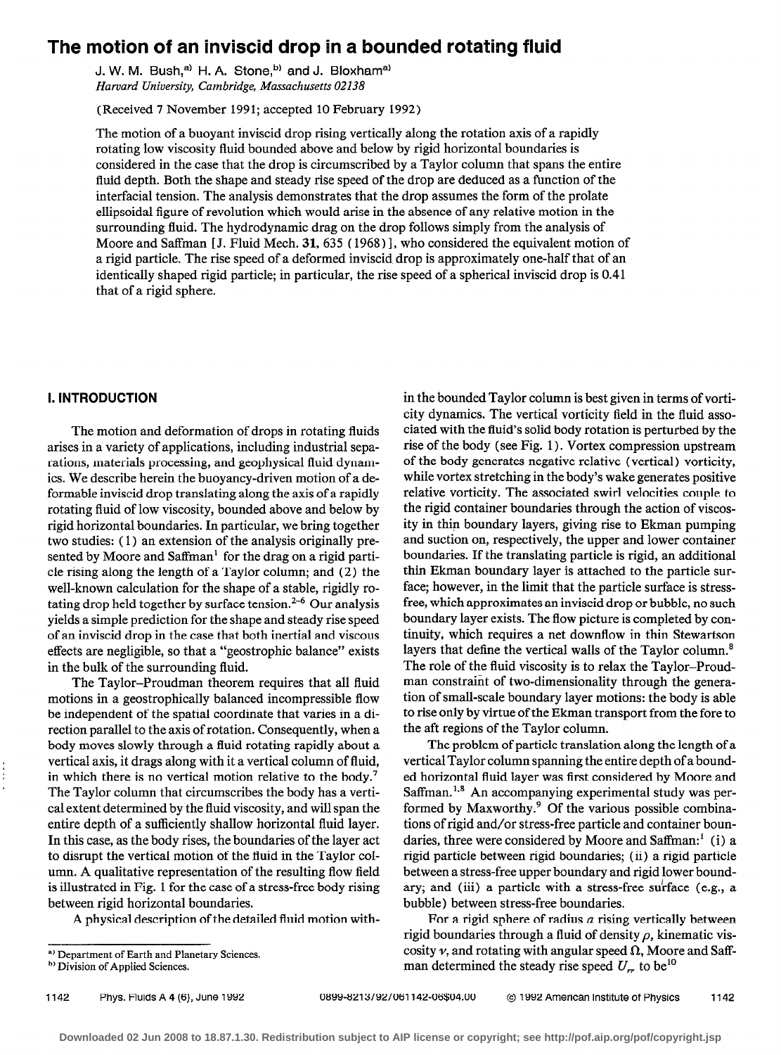# The motion of an inviscid drop in a bounded rotating fluid

J. W. M. Bush,[a] H. A. Stone,[b] and J. Bloxham[a]
*Harvard University, Cambridge, Massachusetts 02138*

(Received 7 November 1991; accepted 10 February 1992)

The motion of a buoyant inviscid drop rising vertically along the rotation axis of a rapidly rotating low viscosity fluid bounded above and below by rigid horizontal boundaries is considered in the case that the drop is circumscribed by a Taylor column that spans the entire fluid depth. Both the shape and steady rise speed of the drop are deduced as a function of the interfacial tension. The analysis demonstrates that the drop assumes the form of the prolate ellipsoidal figure of revolution which would arise in the absence of any relative motion in the surrounding fluid. The hydrodynamic drag on the drop follows simply from the analysis of Moore and Saffman [J. Fluid Mech. **31**, 635 (1968)], who considered the equivalent motion of a rigid particle. The rise speed of a deformed inviscid drop is approximately one-half that of an identically shaped rigid particle; in particular, the rise speed of a spherical inviscid drop is 0.41 that of a rigid sphere.

## I. INTRODUCTION

The motion and deformation of drops in rotating fluids arises in a variety of applications, including industrial separations, materials processing, and geophysical fluid dynamics. We describe herein the buoyancy-driven motion of a deformable inviscid drop translating along the axis of a rapidly rotating fluid of low viscosity, bounded above and below by rigid horizontal boundaries. In particular, we bring together two studies: (1) an extension of the analysis originally presented by Moore and Saffman[1] for the drag on a rigid particle rising along the length of a Taylor column; and (2) the well-known calculation for the shape of a stable, rigidly rotating drop held together by surface tension.[2-6] Our analysis yields a simple prediction for the shape and steady rise speed of an inviscid drop in the case that both inertial and viscous effects are negligible, so that a "geostrophic balance" exists in the bulk of the surrounding fluid.

The Taylor–Proudman theorem requires that all fluid motions in a geostrophically balanced incompressible flow be independent of the spatial coordinate that varies in a direction parallel to the axis of rotation. Consequently, when a body moves slowly through a fluid rotating rapidly about a vertical axis, it drags along with it a vertical column of fluid, in which there is no vertical motion relative to the body.[7] The Taylor column that circumscribes the body has a vertical extent determined by the fluid viscosity, and will span the entire depth of a sufficiently shallow horizontal fluid layer. In this case, as the body rises, the boundaries of the layer act to disrupt the vertical motion of the fluid in the Taylor column. A qualitative representation of the resulting flow field is illustrated in Fig. 1 for the case of a stress-free body rising between rigid horizontal boundaries.

A physical description of the detailed fluid motion within the bounded Taylor column is best given in terms of vorticity dynamics. The vertical vorticity field in the fluid associated with the fluid's solid body rotation is perturbed by the rise of the body (see Fig. 1). Vortex compression upstream of the body generates negative relative (vertical) vorticity, while vortex stretching in the body's wake generates positive relative vorticity. The associated swirl velocities couple to the rigid container boundaries through the action of viscosity in thin boundary layers, giving rise to Ekman pumping and suction on, respectively, the upper and lower container boundaries. If the translating particle is rigid, an additional thin Ekman boundary layer is attached to the particle surface; however, in the limit that the particle surface is stress-free, which approximates an inviscid drop or bubble, no such boundary layer exists. The flow picture is completed by continuity, which requires a net downflow in thin Stewartson layers that define the vertical walls of the Taylor column.[8] The role of the fluid viscosity is to relax the Taylor–Proudman constraint of two-dimensionality through the generation of small-scale boundary layer motions: the body is able to rise only by virtue of the Ekman transport from the fore to the aft regions of the Taylor column.

The problem of particle translation along the length of a vertical Taylor column spanning the entire depth of a bounded horizontal fluid layer was first considered by Moore and Saffman.[1,8] An accompanying experimental study was performed by Maxworthy.[9] Of the various possible combinations of rigid and/or stress-free particle and container boundaries, three were considered by Moore and Saffman:[1] (i) a rigid particle between rigid boundaries; (ii) a rigid particle between a stress-free upper boundary and rigid lower boundary; and (iii) a particle with a stress-free surface (e.g., a bubble) between stress-free boundaries.

For a rigid sphere of radius $a$ rising vertically between rigid boundaries through a fluid of density $\rho$, kinematic viscosity $\nu$, and rotating with angular speed $\Omega$, Moore and Saffman determined the steady rise speed $U_{rr}$ to be[10]

---

[a] Department of Earth and Planetary Sciences.
[b] Division of Applied Sciences.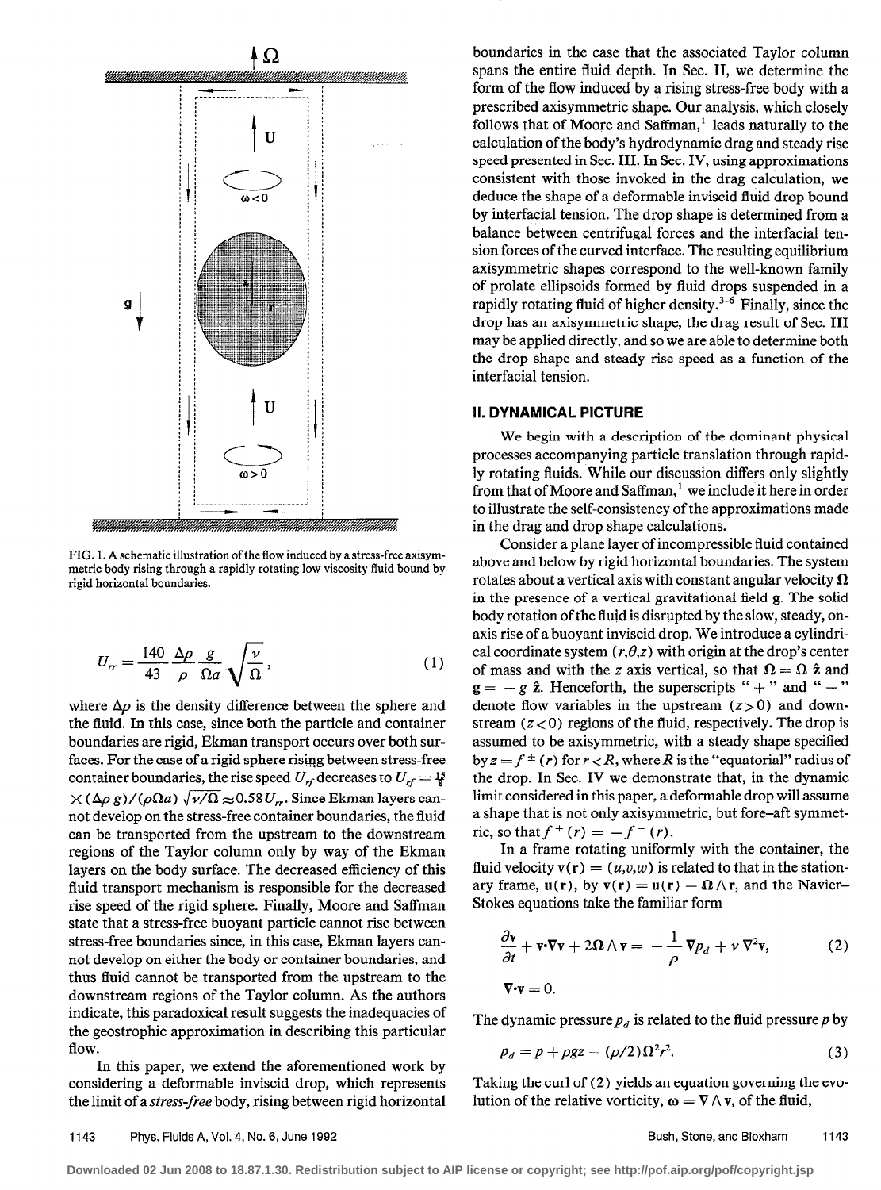FIG. 1. A schematic illustration of the flow induced by a stress-free axisymmetric body rising through a rapidly rotating low viscosity fluid bound by rigid horizontal boundaries.

$$U_{rr} = \frac{140}{43} \frac{\Delta\rho}{\rho} \frac{g}{\Omega a} \sqrt{\frac{\nu}{\Omega}}, \tag{1}$$

where $\Delta\rho$ is the density difference between the sphere and the fluid. In this case, since both the particle and container boundaries are rigid, Ekman transport occurs over both surfaces. For the case of a rigid sphere rising between stress-free container boundaries, the rise speed $U_{rf}$ decreases to $U_{rf} = \frac{15}{8} \times (\Delta\rho\, g)/(\rho\Omega a)\sqrt{\nu/\Omega} \approx 0.58\, U_{rr}$. Since Ekman layers cannot develop on the stress-free container boundaries, the fluid can be transported from the upstream to the downstream regions of the Taylor column only by way of the Ekman layers on the body surface. The decreased efficiency of this fluid transport mechanism is responsible for the decreased rise speed of the rigid sphere. Finally, Moore and Saffman state that a stress-free buoyant particle cannot rise between stress-free boundaries since, in this case, Ekman layers cannot develop on either the body or container boundaries, and thus fluid cannot be transported from the upstream to the downstream regions of the Taylor column. As the authors indicate, this paradoxical result suggests the inadequacies of the geostrophic approximation in describing this particular flow.

In this paper, we extend the aforementioned work by considering a deformable inviscid drop, which represents the limit of a *stress-free* body, rising between rigid horizontal boundaries in the case that the associated Taylor column spans the entire fluid depth. In Sec. II, we determine the form of the flow induced by a rising stress-free body with a prescribed axisymmetric shape. Our analysis, which closely follows that of Moore and Saffman,[1] leads naturally to the calculation of the body's hydrodynamic drag and steady rise speed presented in Sec. III. In Sec. IV, using approximations consistent with those invoked in the drag calculation, we deduce the shape of a deformable inviscid fluid drop bound by interfacial tension. The drop shape is determined from a balance between centrifugal forces and the interfacial tension forces of the curved interface. The resulting equilibrium axisymmetric shapes correspond to the well-known family of prolate ellipsoids formed by fluid drops suspended in a rapidly rotating fluid of higher density.[3-6] Finally, since the drop has an axisymmetric shape, the drag result of Sec. III may be applied directly, and so we are able to determine both the drop shape and steady rise speed as a function of the interfacial tension.

## II. DYNAMICAL PICTURE

We begin with a description of the dominant physical processes accompanying particle translation through rapidly rotating fluids. While our discussion differs only slightly from that of Moore and Saffman,[1] we include it here in order to illustrate the self-consistency of the approximations made in the drag and drop shape calculations.

Consider a plane layer of incompressible fluid contained above and below by rigid horizontal boundaries. The system rotates about a vertical axis with constant angular velocity $\mathbf{\Omega}$ in the presence of a vertical gravitational field $\mathbf{g}$. The solid body rotation of the fluid is disrupted by the slow, steady, on-axis rise of a buoyant inviscid drop. We introduce a cylindrical coordinate system $(r,\theta,z)$ with origin at the drop's center of mass and with the $z$ axis vertical, so that $\mathbf{\Omega} = \Omega\, \hat{\mathbf{z}}$ and $\mathbf{g} = -g\, \hat{\mathbf{z}}$. Henceforth, the superscripts "+" and "−" denote flow variables in the upstream $(z>0)$ and downstream $(z<0)$ regions of the fluid, respectively. The drop is assumed to be axisymmetric, with a steady shape specified by $z = f^{\pm}(r)$ for $r < R$, where $R$ is the "equatorial" radius of the drop. In Sec. IV we demonstrate that, in the dynamic limit considered in this paper, a deformable drop will assume a shape that is not only axisymmetric, but fore–aft symmetric, so that $f^{+}(r) = -f^{-}(r)$.

In a frame rotating uniformly with the container, the fluid velocity $\mathbf{v}(\mathbf{r}) = (u,v,w)$ is related to that in the stationary frame, $\mathbf{u}(\mathbf{r})$, by $\mathbf{v}(\mathbf{r}) = \mathbf{u}(\mathbf{r}) - \mathbf{\Omega} \wedge \mathbf{r}$, and the Navier–Stokes equations take the familiar form

$$\frac{\partial \mathbf{v}}{\partial t} + \mathbf{v}\cdot\nabla\mathbf{v} + 2\mathbf{\Omega}\wedge\mathbf{v} = -\frac{1}{\rho}\nabla p_d + \nu\,\nabla^2\mathbf{v}, \tag{2}$$

$$\nabla\cdot\mathbf{v} = 0.$$

The dynamic pressure $p_d$ is related to the fluid pressure $p$ by

$$p_d = p + \rho g z - (\rho/2)\Omega^2 r^2. \tag{3}$$

Taking the curl of (2) yields an equation governing the evolution of the relative vorticity, $\boldsymbol{\omega} = \nabla\wedge\mathbf{v}$, of the fluid,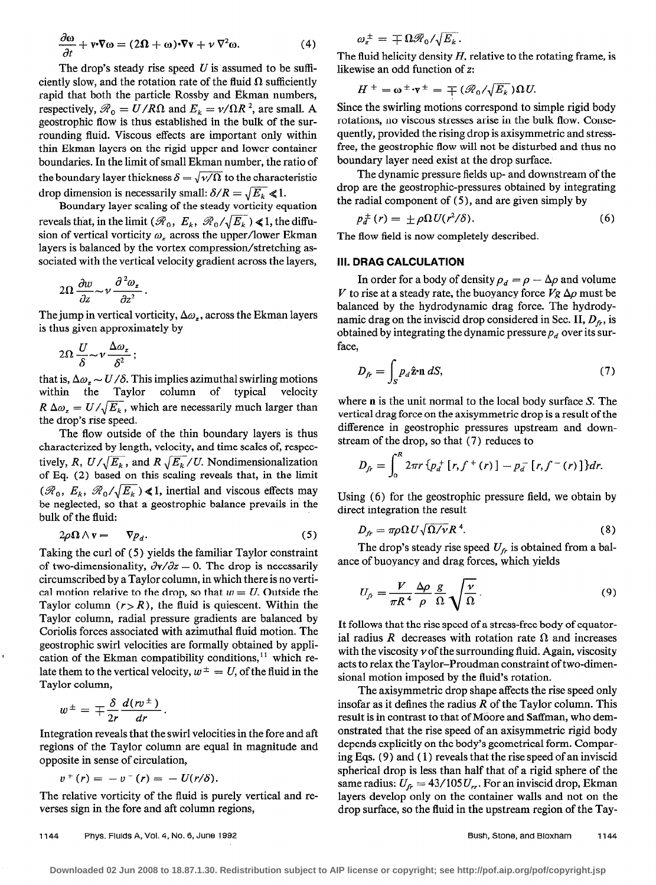$$\frac{\partial \boldsymbol{\omega}}{\partial t} + \mathbf{v}\cdot\nabla\boldsymbol{\omega} = (2\boldsymbol{\Omega} + \boldsymbol{\omega})\cdot\nabla\mathbf{v} + \nu\,\nabla^2\boldsymbol{\omega}. \tag{4}$$

The drop's steady rise speed $U$ is assumed to be sufficiently slow, and the rotation rate of the fluid $\Omega$ sufficiently rapid that both the particle Rossby and Ekman numbers, respectively, $\mathscr{R}_0 = U/R\Omega$ and $E_k = \nu/\Omega R^2$, are small. A geostrophic flow is thus established in the bulk of the surrounding fluid. Viscous effects are important only within thin Ekman layers on the rigid upper and lower container boundaries. In the limit of small Ekman number, the ratio of the boundary layer thickness $\delta = \sqrt{\nu/\Omega}$ to the characteristic drop dimension is necessarily small: $\delta/R = \sqrt{E_k} \ll 1$.

Boundary layer scaling of the steady vorticity equation reveals that, in the limit $(\mathscr{R}_0,\ E_k,\ \mathscr{R}_0/\sqrt{E_k}) \ll 1$, the diffusion of vertical vorticity $\omega_z$ across the upper/lower Ekman layers is balanced by the vortex compression/stretching associated with the vertical velocity gradient across the layers,

$$2\Omega\,\frac{\partial w}{\partial z} \sim \nu\,\frac{\partial^2 \omega_z}{\partial z^2}.$$

The jump in vertical vorticity, $\Delta\omega_z$, across the Ekman layers is thus given approximately by

$$2\Omega\,\frac{U}{\delta} \sim \nu\,\frac{\Delta\omega_z}{\delta^2};$$

that is, $\Delta\omega_z \sim U/\delta$. This implies azimuthal swirling motions within the Taylor column of typical velocity $R\,\Delta\omega_z = U/\sqrt{E_k}$, which are necessarily much larger than the drop's rise speed.

The flow outside of the thin boundary layers is thus characterized by length, velocity, and time scales of, respectively, $R$, $U/\sqrt{E_k}$, and $R\sqrt{E_k}/U$. Nondimensionalization of Eq. (2) based on this scaling reveals that, in the limit $(\mathscr{R}_0,\ E_k,\ \mathscr{R}_0/\sqrt{E_k}) \ll 1$, inertial and viscous effects may be neglected, so that a geostrophic balance prevails in the bulk of the fluid:

$$2\rho\boldsymbol{\Omega}\wedge\mathbf{v} = \nabla p_d. \tag{5}$$

Taking the curl of (5) yields the familiar Taylor constraint of two-dimensionality, $\partial\mathbf{v}/\partial z = 0$. The drop is necessarily circumscribed by a Taylor column, in which there is no vertical motion relative to the drop, so that $w = U$. Outside the Taylor column $(r > R)$, the fluid is quiescent. Within the Taylor column, radial pressure gradients are balanced by Coriolis forces associated with azimuthal fluid motion. The geostrophic swirl velocities are formally obtained by application of the Ekman compatibility conditions,[11] which relate them to the vertical velocity, $w^{\pm} = U$, of the fluid in the Taylor column,

$$w^{\pm} = \mp\frac{\delta}{2r}\,\frac{d(rv^{\pm})}{dr}.$$

Integration reveals that the swirl velocities in the fore and aft regions of the Taylor column are equal in magnitude and opposite in sense of circulation,

$$v^{+}(r) = -v^{-}(r) = -U(r/\delta).$$

The relative vorticity of the fluid is purely vertical and reverses sign in the fore and aft column regions,

$$\omega_z^{\pm} = \mp\,\Omega\mathscr{R}_0/\sqrt{E_k}.$$

The fluid helicity density $H$, relative to the rotating frame, is likewise an odd function of $z$:

$$H^{+} = \boldsymbol{\omega}^{\pm}\cdot\mathbf{v}^{\pm} = \mp(\mathscr{R}_0/\sqrt{E_k})\Omega U.$$

Since the swirling motions correspond to simple rigid body rotations, no viscous stresses arise in the bulk flow. Consequently, provided the rising drop is axisymmetric and stress-free, the geostrophic flow will not be disturbed and thus no boundary layer need exist at the drop surface.

The dynamic pressure fields up- and downstream of the drop are the geostrophic-pressures obtained by integrating the radial component of (5), and are given simply by

$$p_d^{\pm}(r) = \pm\rho\Omega U(r^2/\delta). \tag{6}$$

The flow field is now completely described.

## III. DRAG CALCULATION

In order for a body of density $\rho_d = \rho - \Delta\rho$ and volume $V$ to rise at a steady rate, the buoyancy force $Vg\,\Delta\rho$ must be balanced by the hydrodynamic drag force. The hydrodynamic drag on the inviscid drop considered in Sec. II, $D_{fr}$, is obtained by integrating the dynamic pressure $p_d$ over its surface,

$$D_{fr} = \int_S p_d\,\hat{\mathbf{z}}\cdot\mathbf{n}\,dS, \tag{7}$$

where $\mathbf{n}$ is the unit normal to the local body surface $S$. The vertical drag force on the axisymmetric drop is a result of the difference in geostrophic pressures upstream and downstream of the drop, so that (7) reduces to

$$D_{fr} = \int_0^R 2\pi r\,\{p_d^{+}[r, f^{+}(r)] - p_d^{-}[r, f^{-}(r)]\}\,dr.$$

Using (6) for the geostrophic pressure field, we obtain by direct integration the result

$$D_{fr} = \pi\rho\Omega U\sqrt{\Omega/\nu}\,R^4. \tag{8}$$

The drop's steady rise speed $U_{fr}$ is obtained from a balance of buoyancy and drag forces, which yields

$$U_{fr} = \frac{V}{\pi R^4}\,\frac{\Delta\rho}{\rho}\,\frac{g}{\Omega}\sqrt{\frac{\nu}{\Omega}}. \tag{9}$$

It follows that the rise speed of a stress-free body of equatorial radius $R$ decreases with rotation rate $\Omega$ and increases with the viscosity $\nu$ of the surrounding fluid. Again, viscosity acts to relax the Taylor–Proudman constraint of two-dimensional motion imposed by the fluid's rotation.

The axisymmetric drop shape affects the rise speed only insofar as it defines the radius $R$ of the Taylor column. This result is in contrast to that of Moore and Saffman, who demonstrated that the rise speed of an axisymmetric rigid body depends explicitly on the body's geometrical form. Comparing Eqs. (9) and (1) reveals that the rise speed of an inviscid spherical drop is less than half that of a rigid sphere of the same radius: $U_{fr} = 43/105\,U_{rr}$. For an inviscid drop, Ekman layers develop only on the container walls and not on the drop surface, so the fluid in the upstream region of the Tay-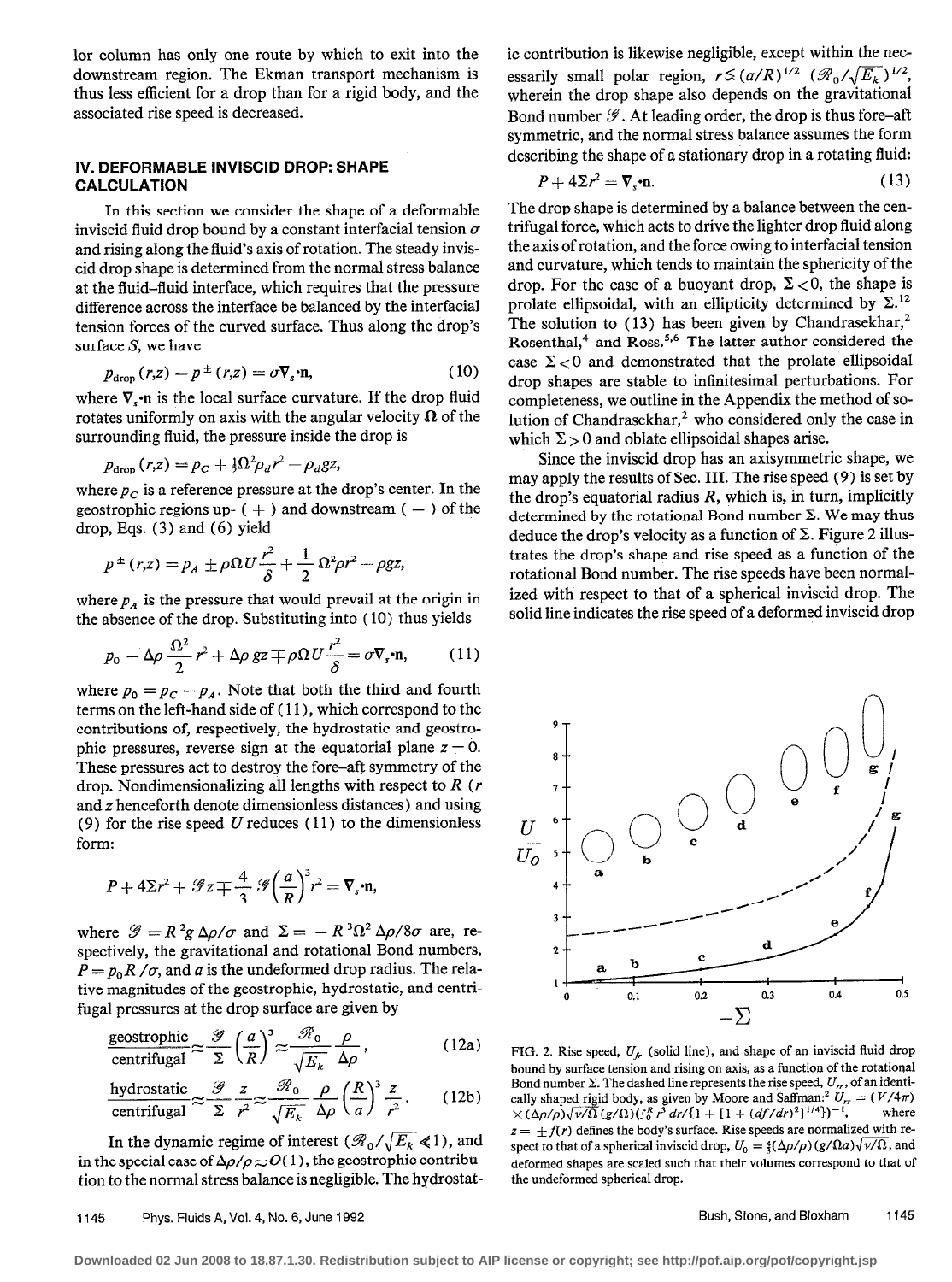lor column has only one route by which to exit into the downstream region. The Ekman transport mechanism is thus less efficient for a drop than for a rigid body, and the associated rise speed is decreased.

## IV. DEFORMABLE INVISCID DROP: SHAPE CALCULATION

In this section we consider the shape of a deformable inviscid fluid drop bound by a constant interfacial tension $\sigma$ and rising along the fluid's axis of rotation. The steady inviscid drop shape is determined from the normal stress balance at the fluid–fluid interface, which requires that the pressure difference across the interface be balanced by the interfacial tension forces of the curved surface. Thus along the drop's surface $S$, we have

$$p_{\text{drop}}(r,z) - p^{\pm}(r,z) = \sigma \nabla_s \cdot \mathbf{n}, \tag{10}$$

where $\nabla_s \cdot \mathbf{n}$ is the local surface curvature. If the drop fluid rotates uniformly on axis with the angular velocity $\Omega$ of the surrounding fluid, the pressure inside the drop is

$$p_{\text{drop}}(r,z) = p_C + \tfrac{1}{2}\Omega^2 \rho_d r^2 - \rho_d g z,$$

where $p_C$ is a reference pressure at the drop's center. In the geostrophic regions up- ( + ) and downstream ( $-$ ) of the drop, Eqs. (3) and (6) yield

$$p^{\pm}(r,z) = p_A \pm \rho \Omega U \frac{r^2}{\delta} + \frac{1}{2}\Omega^2 \rho r^2 - \rho g z,$$

where $p_A$ is the pressure that would prevail at the origin in the absence of the drop. Substituting into (10) thus yields

$$p_0 - \Delta\rho \frac{\Omega^2}{2} r^2 + \Delta\rho\, g z \mp \rho \Omega U \frac{r^2}{\delta} = \sigma \nabla_s \cdot \mathbf{n}, \tag{11}$$

where $p_0 = p_C - p_A$. Note that both the third and fourth terms on the left-hand side of (11), which correspond to the contributions of, respectively, the hydrostatic and geostrophic pressures, reverse sign at the equatorial plane $z = 0$. These pressures act to destroy the fore–aft symmetry of the drop. Nondimensionalizing all lengths with respect to $R$ ($r$ and $z$ henceforth denote dimensionless distances) and using (9) for the rise speed $U$ reduces (11) to the dimensionless form:

$$P + 4\Sigma r^2 + \mathscr{G} z \mp \frac{4}{3} \mathscr{G} \left(\frac{a}{R}\right)^3 r^2 = \nabla_s \cdot \mathbf{n},$$

where $\mathscr{G} = R^2 g \Delta\rho/\sigma$ and $\Sigma = -R^3 \Omega^2 \Delta\rho / 8\sigma$ are, respectively, the gravitational and rotational Bond numbers, $P = p_0 R/\sigma$, and $a$ is the undeformed drop radius. The relative magnitudes of the geostrophic, hydrostatic, and centrifugal pressures at the drop surface are given by

$$\frac{\text{geostrophic}}{\text{centrifugal}} \approx \frac{\mathscr{G}}{\Sigma} \left(\frac{a}{R}\right)^3 \approx \frac{\mathscr{R}_0}{\sqrt{E_k}} \frac{\rho}{\Delta\rho}, \tag{12a}$$

$$\frac{\text{hydrostatic}}{\text{centrifugal}} \approx \frac{\mathscr{G}}{\Sigma} \frac{z}{r^2} \approx \frac{\mathscr{R}_0}{\sqrt{E_k}} \frac{\rho}{\Delta\rho} \left(\frac{R}{a}\right)^3 \frac{z}{r^2}. \tag{12b}$$

In the dynamic regime of interest ($\mathscr{R}_0/\sqrt{E_k} \ll 1$), and in the special case of $\Delta\rho/\rho \approx O(1)$, the geostrophic contribution to the normal stress balance is negligible. The hydrostatic contribution is likewise negligible, except within the necessarily small polar region, $r \lesssim (a/R)^{1/2} (\mathscr{R}_0/\sqrt{E_k})^{1/2}$, wherein the drop shape also depends on the gravitational Bond number $\mathscr{G}$. At leading order, the drop is thus fore–aft symmetric, and the normal stress balance assumes the form describing the shape of a stationary drop in a rotating fluid:

$$P + 4\Sigma r^2 = \nabla_s \cdot \mathbf{n}. \tag{13}$$

The drop shape is determined by a balance between the centrifugal force, which acts to drive the lighter drop fluid along the axis of rotation, and the force owing to interfacial tension and curvature, which tends to maintain the sphericity of the drop. For the case of a buoyant drop, $\Sigma < 0$, the shape is prolate ellipsoidal, with an ellipticity determined by $\Sigma$.[12] The solution to (13) has been given by Chandrasekhar,[2] Rosenthal,[4] and Ross.[5,6] The latter author considered the case $\Sigma < 0$ and demonstrated that the prolate ellipsoidal drop shapes are stable to infinitesimal perturbations. For completeness, we outline in the Appendix the method of solution of Chandrasekhar,[2] who considered only the case in which $\Sigma > 0$ and oblate ellipsoidal shapes arise.

Since the inviscid drop has an axisymmetric shape, we may apply the results of Sec. III. The rise speed (9) is set by the drop's equatorial radius $R$, which is, in turn, implicitly determined by the rotational Bond number $\Sigma$. We may thus deduce the drop's velocity as a function of $\Sigma$. Figure 2 illustrates the drop's shape and rise speed as a function of the rotational Bond number. The rise speeds have been normalized with respect to that of a spherical inviscid drop. The solid line indicates the rise speed of a deformed inviscid drop

FIG. 2. Rise speed, $U_{fr}$ (solid line), and shape of an inviscid fluid drop bound by surface tension and rising on axis, as a function of the rotational Bond number $\Sigma$. The dashed line represents the rise speed, $U_{rr}$, of an identically shaped rigid body, as given by Moore and Saffman:[2] $U_{rr} = (V/4\pi) \times (\Delta\rho/\rho)\sqrt{\nu/\Omega}\,(g/\Omega)(\int_0^R r^3\, dr/\{1 + [1 + (df/dr)^2]^{1/4}\})^{-1}$, where $z = \pm f(r)$ defines the body's surface. Rise speeds are normalized with respect to that of a spherical inviscid drop, $U_0 = \frac{4}{3}(\Delta\rho/\rho)(g/\Omega a)\sqrt{\nu/\Omega}$, and deformed shapes are scaled such that their volumes correspond to that of the undeformed spherical drop.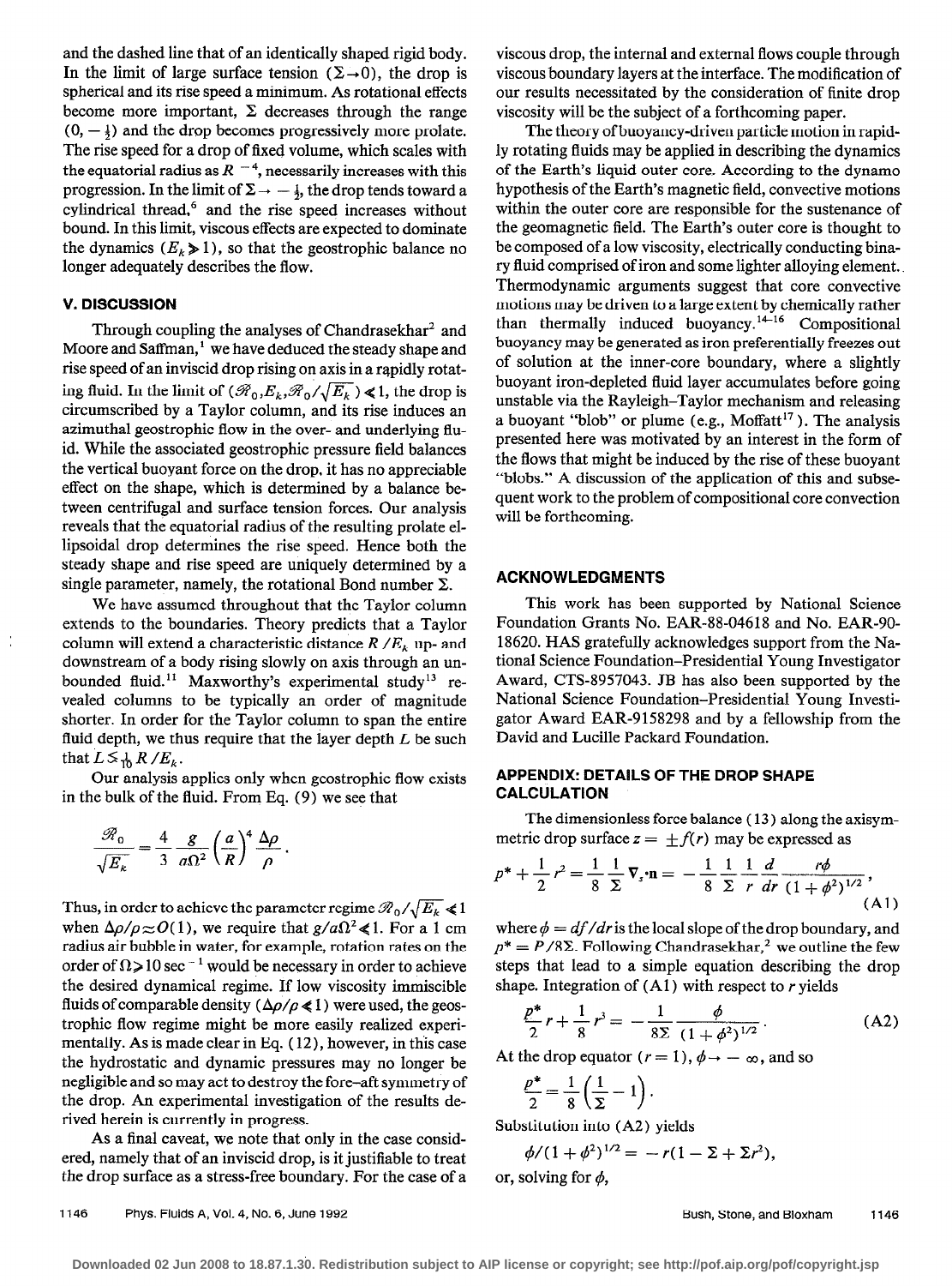and the dashed line that of an identically shaped rigid body. In the limit of large surface tension ($\Sigma \to 0$), the drop is spherical and its rise speed a minimum. As rotational effects become more important, $\Sigma$ decreases through the range $(0, -\frac{1}{2})$ and the drop becomes progressively more prolate. The rise speed for a drop of fixed volume, which scales with the equatorial radius as $R^{-4}$, necessarily increases with this progression. In the limit of $\Sigma \to -\frac{1}{2}$, the drop tends toward a cylindrical thread,[6] and the rise speed increases without bound. In this limit, viscous effects are expected to dominate the dynamics ($E_k \gg 1$), so that the geostrophic balance no longer adequately describes the flow.

## V. DISCUSSION

Through coupling the analyses of Chandrasekhar[2] and Moore and Saffman,[1] we have deduced the steady shape and rise speed of an inviscid drop rising on axis in a rapidly rotating fluid. In the limit of $(\mathscr{R}_0, E_k, \mathscr{R}_0/\sqrt{E_k}) \ll 1$, the drop is circumscribed by a Taylor column, and its rise induces an azimuthal geostrophic flow in the over- and underlying fluid. While the associated geostrophic pressure field balances the vertical buoyant force on the drop, it has no appreciable effect on the shape, which is determined by a balance between centrifugal and surface tension forces. Our analysis reveals that the equatorial radius of the resulting prolate ellipsoidal drop determines the rise speed. Hence both the steady shape and rise speed are uniquely determined by a single parameter, namely, the rotational Bond number $\Sigma$.

We have assumed throughout that the Taylor column extends to the boundaries. Theory predicts that a Taylor column will extend a characteristic distance $R/E_k$ up- and downstream of a body rising slowly on axis through an unbounded fluid.[11] Maxworthy's experimental study[13] revealed columns to be typically an order of magnitude shorter. In order for the Taylor column to span the entire fluid depth, we thus require that the layer depth $L$ be such that $L \lesssim \frac{1}{10} R/E_k$.

Our analysis applies only when geostrophic flow exists in the bulk of the fluid. From Eq. (9) we see that

$$\frac{\mathscr{R}_0}{\sqrt{E_k}} = \frac{4}{3} \frac{g}{a\Omega^2} \left(\frac{a}{R}\right)^4 \frac{\Delta\rho}{\rho}.$$

Thus, in order to achieve the parameter regime $\mathscr{R}_0/\sqrt{E_k} \ll 1$ when $\Delta\rho/\rho \approx O(1)$, we require that $g/a\Omega^2 \ll 1$. For a 1 cm radius air bubble in water, for example, rotation rates on the order of $\Omega > 10\ \text{sec}^{-1}$ would be necessary in order to achieve the desired dynamical regime. If low viscosity immiscible fluids of comparable density ($\Delta\rho/\rho \ll 1$) were used, the geostrophic flow regime might be more easily realized experimentally. As is made clear in Eq. (12), however, in this case the hydrostatic and dynamic pressures may no longer be negligible and so may act to destroy the fore–aft symmetry of the drop. An experimental investigation of the results derived herein is currently in progress.

As a final caveat, we note that only in the case considered, namely that of an inviscid drop, is it justifiable to treat the drop surface as a stress-free boundary. For the case of a viscous drop, the internal and external flows couple through viscous boundary layers at the interface. The modification of our results necessitated by the consideration of finite drop viscosity will be the subject of a forthcoming paper.

The theory of buoyancy-driven particle motion in rapidly rotating fluids may be applied in describing the dynamics of the Earth's liquid outer core. According to the dynamo hypothesis of the Earth's magnetic field, convective motions within the outer core are responsible for the sustenance of the geomagnetic field. The Earth's outer core is thought to be composed of a low viscosity, electrically conducting binary fluid comprised of iron and some lighter alloying element. Thermodynamic arguments suggest that core convective motions may be driven to a large extent by chemically rather than thermally induced buoyancy.[14–16] Compositional buoyancy may be generated as iron preferentially freezes out of solution at the inner-core boundary, where a slightly buoyant iron-depleted fluid layer accumulates before going unstable via the Rayleigh–Taylor mechanism and releasing a buoyant "blob" or plume (e.g., Moffatt[17]). The analysis presented here was motivated by an interest in the form of the flows that might be induced by the rise of these buoyant "blobs." A discussion of the application of this and subsequent work to the problem of compositional core convection will be forthcoming.

## ACKNOWLEDGMENTS

This work has been supported by National Science Foundation Grants No. EAR-88-04618 and No. EAR-90-18620. HAS gratefully acknowledges support from the National Science Foundation–Presidential Young Investigator Award, CTS-8957043. JB has also been supported by the National Science Foundation–Presidential Young Investigator Award EAR-9158298 and by a fellowship from the David and Lucille Packard Foundation.

## APPENDIX: DETAILS OF THE DROP SHAPE CALCULATION

The dimensionless force balance (13) along the axisymmetric drop surface $z = \pm f(r)$ may be expressed as

$$p^* + \frac{1}{2} r^2 = \frac{1}{8} \frac{1}{\Sigma} \nabla_s \cdot \mathbf{n} = -\frac{1}{8} \frac{1}{\Sigma} \frac{1}{r} \frac{d}{dr} \frac{r\phi}{(1+\phi^2)^{1/2}}, \tag{A1}$$

where $\phi = df/dr$ is the local slope of the drop boundary, and $p^* = P/8\Sigma$. Following Chandrasekhar,[2] we outline the few steps that lead to a simple equation describing the drop shape. Integration of (A1) with respect to $r$ yields

$$\frac{p^*}{2} r + \frac{1}{8} r^3 = -\frac{1}{8\Sigma} \frac{\phi}{(1+\phi^2)^{1/2}}. \tag{A2}$$

At the drop equator ($r = 1$), $\phi \to -\infty$, and so

$$\frac{p^*}{2} = \frac{1}{8}\left(\frac{1}{\Sigma} - 1\right).$$

Substitution into (A2) yields

$$\phi/(1+\phi^2)^{1/2} = -r(1 - \Sigma + \Sigma r^2),$$

or, solving for $\phi$,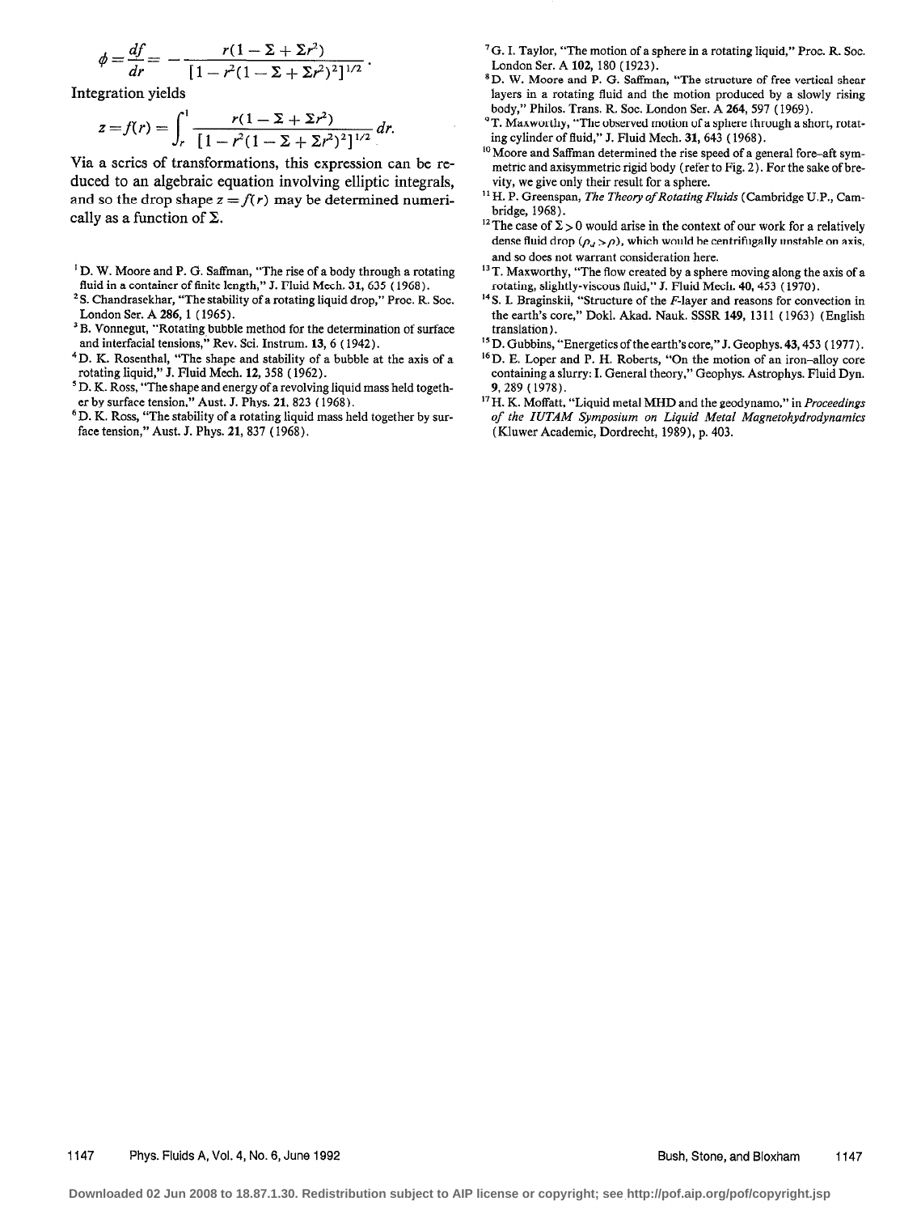$$\phi = \frac{df}{dr} = -\frac{r(1-\Sigma+\Sigma r^2)}{[1-r^2(1-\Sigma+\Sigma r^2)^2]^{1/2}}.$$

Integration yields

$$z = f(r) = \int_r^1 \frac{r(1-\Sigma+\Sigma r^2)}{[1-r^2(1-\Sigma+\Sigma r^2)^2]^{1/2}}\,dr.$$

Via a series of transformations, this expression can be reduced to an algebraic equation involving elliptic integrals, and so the drop shape $z=f(r)$ may be determined numerically as a function of $\Sigma$.

[1] D. W. Moore and P. G. Saffman, "The rise of a body through a rotating fluid in a container of finite length," J. Fluid Mech. **31**, 635 (1968).

[2] S. Chandrasekhar, "The stability of a rotating liquid drop," Proc. R. Soc. London Ser. A **286**, 1 (1965).

[3] B. Vonnegut, "Rotating bubble method for the determination of surface and interfacial tensions," Rev. Sci. Instrum. **13**, 6 (1942).

[4] D. K. Rosenthal, "The shape and stability of a bubble at the axis of a rotating liquid," J. Fluid Mech. **12**, 358 (1962).

[5] D. K. Ross, "The shape and energy of a revolving liquid mass held together by surface tension," Aust. J. Phys. **21**, 823 (1968).

[6] D. K. Ross, "The stability of a rotating liquid mass held together by surface tension," Aust. J. Phys. **21**, 837 (1968).

[7] G. I. Taylor, "The motion of a sphere in a rotating liquid," Proc. R. Soc. London Ser. A **102**, 180 (1923).

[8] D. W. Moore and P. G. Saffman, "The structure of free vertical shear layers in a rotating fluid and the motion produced by a slowly rising body," Philos. Trans. R. Soc. London Ser. A **264**, 597 (1969).

[9] T. Maxworthy, "The observed motion of a sphere through a short, rotating cylinder of fluid," J. Fluid Mech. **31**, 643 (1968).

[10] Moore and Saffman determined the rise speed of a general fore–aft symmetric and axisymmetric rigid body (refer to Fig. 2). For the sake of brevity, we give only their result for a sphere.

[11] H. P. Greenspan, *The Theory of Rotating Fluids* (Cambridge U.P., Cambridge, 1968).

[12] The case of $\Sigma > 0$ would arise in the context of our work for a relatively dense fluid drop ($\rho_d > \rho$), which would be centrifugally unstable on axis, and so does not warrant consideration here.

[13] T. Maxworthy, "The flow created by a sphere moving along the axis of a rotating, slightly-viscous fluid," J. Fluid Mech. **40**, 453 (1970).

[14] S. I. Braginskii, "Structure of the *F*-layer and reasons for convection in the earth's core," Dokl. Akad. Nauk. SSSR **149**, 1311 (1963) (English translation).

[15] D. Gubbins, "Energetics of the earth's core," J. Geophys. **43**, 453 (1977).

[16] D. E. Loper and P. H. Roberts, "On the motion of an iron–alloy core containing a slurry: I. General theory," Geophys. Astrophys. Fluid Dyn. **9**, 289 (1978).

[17] H. K. Moffatt, "Liquid metal MHD and the geodynamo," in *Proceedings of the IUTAM Symposium on Liquid Metal Magnetohydrodynamics* (Kluwer Academic, Dordrecht, 1989), p. 403.